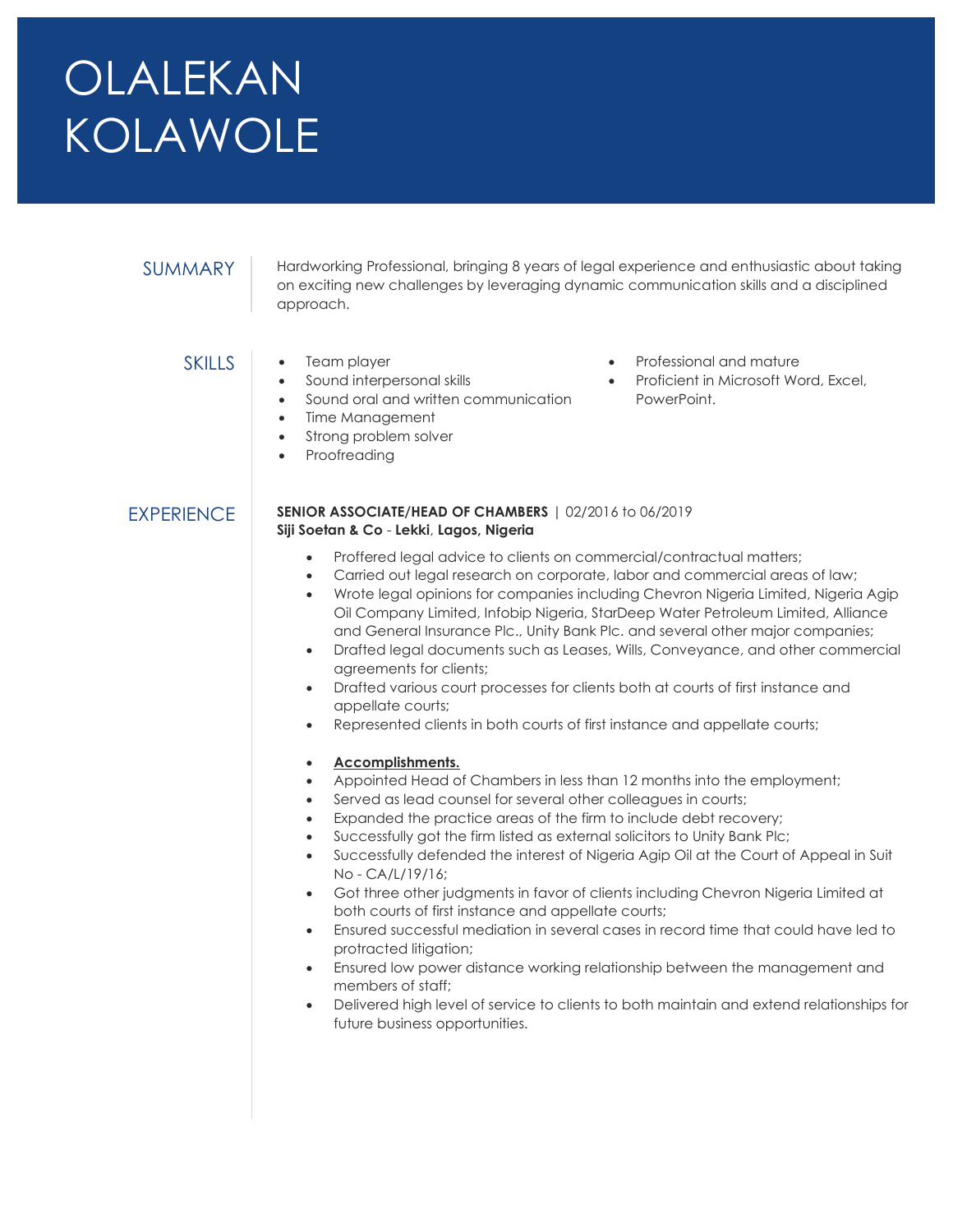# OLALEKAN KOLAWOLE

## SUMMARY

Hardworking Professional, bringing 8 years of legal experience and enthusiastic about taking on exciting new challenges by leveraging dynamic communication skills and a disciplined approach.

## SKILLS

- Team player
- Sound interpersonal skills
- Sound oral and written communication
- Time Management
- Strong problem solver
- Proofreading
- Professional and mature
- Proficient in Microsoft Word, Excel, PowerPoint.

## EXPERIENCE

**SENIOR ASSOCIATE/HEAD OF CHAMBERS** | 02/2016 to 06/2019
**Siji Soetan & Co** - **Lekki**, **Lagos, Nigeria**

- Proffered legal advice to clients on commercial/contractual matters;
- Carried out legal research on corporate, labor and commercial areas of law;
- Wrote legal opinions for companies including Chevron Nigeria Limited, Nigeria Agip Oil Company Limited, Infobip Nigeria, StarDeep Water Petroleum Limited, Alliance and General Insurance Plc., Unity Bank Plc. and several other major companies;
- Drafted legal documents such as Leases, Wills, Conveyance, and other commercial agreements for clients;
- Drafted various court processes for clients both at courts of first instance and appellate courts;
- Represented clients in both courts of first instance and appellate courts;

- **Accomplishments.**
- Appointed Head of Chambers in less than 12 months into the employment;
- Served as lead counsel for several other colleagues in courts;
- Expanded the practice areas of the firm to include debt recovery;
- Successfully got the firm listed as external solicitors to Unity Bank Plc;
- Successfully defended the interest of Nigeria Agip Oil at the Court of Appeal in Suit No - CA/L/19/16;
- Got three other judgments in favor of clients including Chevron Nigeria Limited at both courts of first instance and appellate courts;
- Ensured successful mediation in several cases in record time that could have led to protracted litigation;
- Ensured low power distance working relationship between the management and members of staff;
- Delivered high level of service to clients to both maintain and extend relationships for future business opportunities.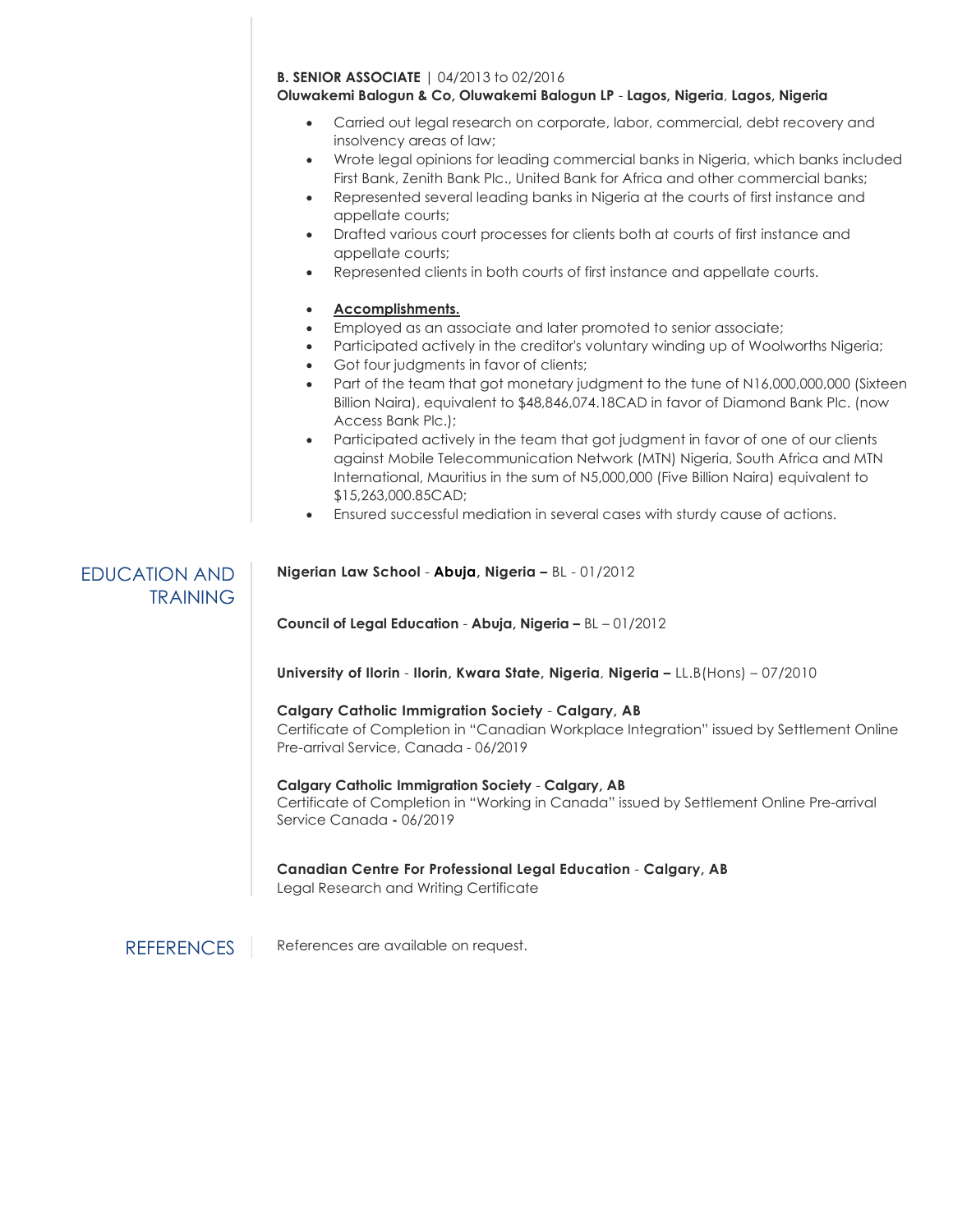**B. SENIOR ASSOCIATE** | 04/2013 to 02/2016
**Oluwakemi Balogun & Co, Oluwakemi Balogun LP** - **Lagos, Nigeria**, **Lagos, Nigeria**

- Carried out legal research on corporate, labor, commercial, debt recovery and insolvency areas of law;
- Wrote legal opinions for leading commercial banks in Nigeria, which banks included First Bank, Zenith Bank Plc., United Bank for Africa and other commercial banks;
- Represented several leading banks in Nigeria at the courts of first instance and appellate courts;
- Drafted various court processes for clients both at courts of first instance and appellate courts;
- Represented clients in both courts of first instance and appellate courts.

- **Accomplishments.**
- Employed as an associate and later promoted to senior associate;
- Participated actively in the creditor's voluntary winding up of Woolworths Nigeria;
- Got four judgments in favor of clients;
- Part of the team that got monetary judgment to the tune of N16,000,000,000 (Sixteen Billion Naira), equivalent to $48,846,074.18CAD in favor of Diamond Bank Plc. (now Access Bank Plc.);
- Participated actively in the team that got judgment in favor of one of our clients against Mobile Telecommunication Network (MTN) Nigeria, South Africa and MTN International, Mauritius in the sum of N5,000,000 (Five Billion Naira) equivalent to $15,263,000.85CAD;
- Ensured successful mediation in several cases with sturdy cause of actions.

## EDUCATION AND TRAINING

**Nigerian Law School** - **Abuja**, **Nigeria –** BL - 01/2012

**Council of Legal Education** - **Abuja, Nigeria –** BL – 01/2012

**University of Ilorin** - **Ilorin, Kwara State, Nigeria**, **Nigeria –** LL.B(Hons) – 07/2010

**Calgary Catholic Immigration Society** - **Calgary, AB**
Certificate of Completion in "Canadian Workplace Integration" issued by Settlement Online Pre-arrival Service, Canada - 06/2019

**Calgary Catholic Immigration Society** - **Calgary, AB**
Certificate of Completion in "Working in Canada" issued by Settlement Online Pre-arrival Service Canada **-** 06/2019

**Canadian Centre For Professional Legal Education** - **Calgary, AB**
Legal Research and Writing Certificate

## REFERENCES

References are available on request.